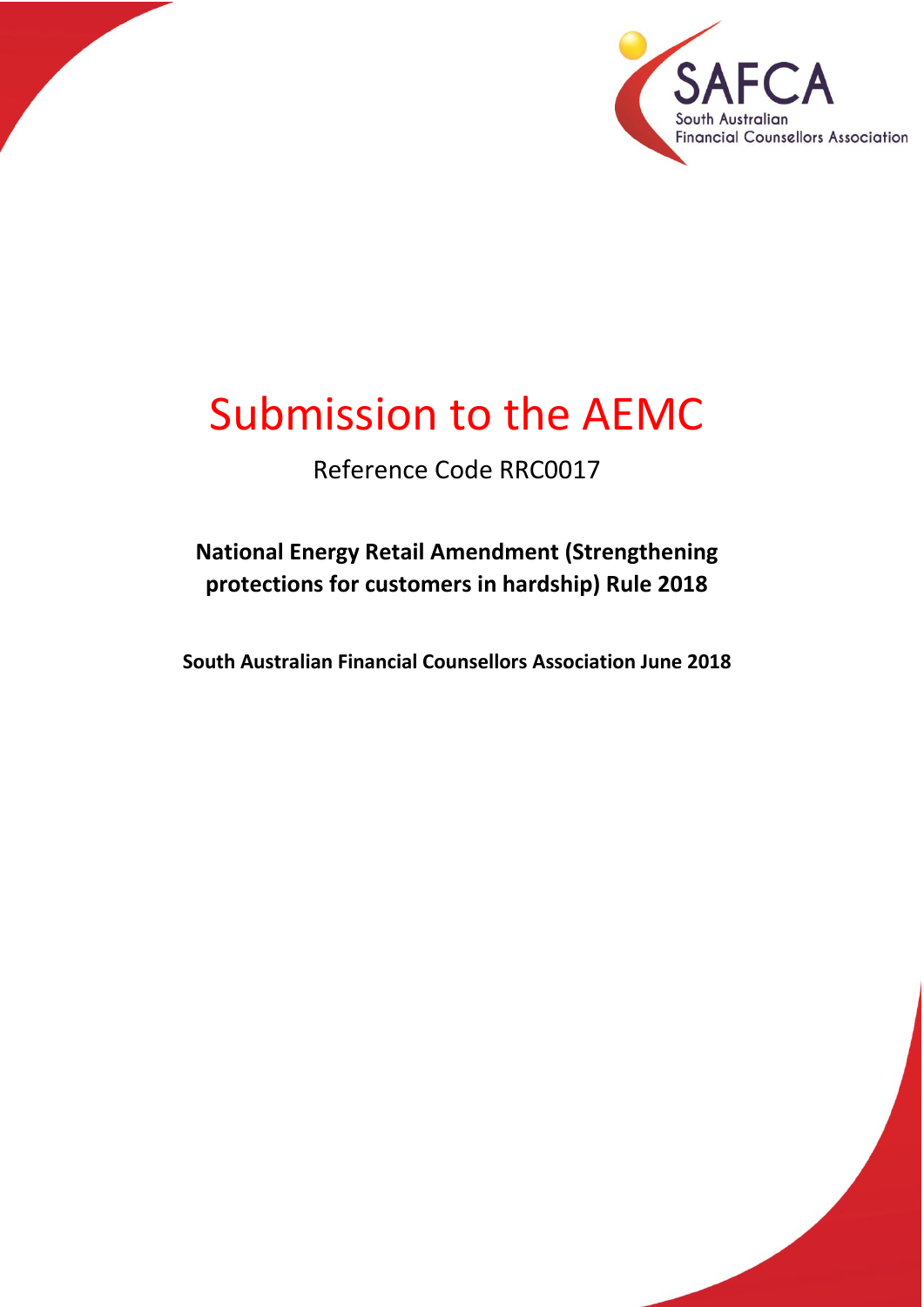SAFCA

South Australian Financial Counsellors Association

# Submission to the AEMC

Reference Code RRC0017

**National Energy Retail Amendment (Strengthening protections for customers in hardship) Rule 2018**

**South Australian Financial Counsellors Association June 2018**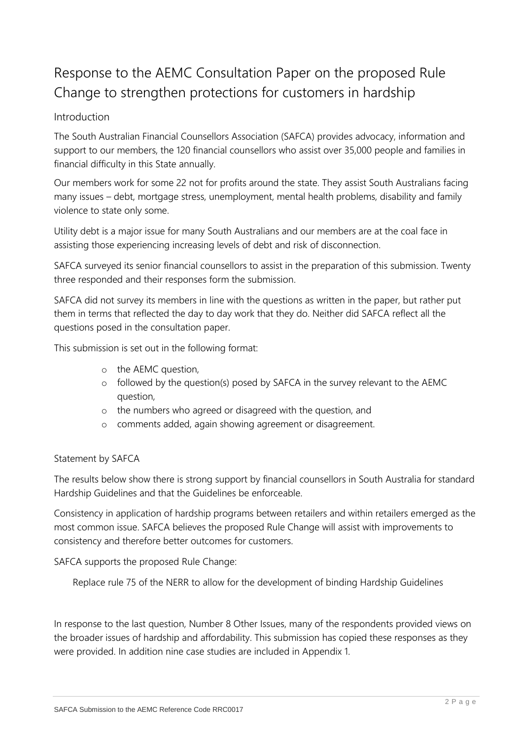# Response to the AEMC Consultation Paper on the proposed Rule Change to strengthen protections for customers in hardship

## Introduction

The South Australian Financial Counsellors Association (SAFCA) provides advocacy, information and support to our members, the 120 financial counsellors who assist over 35,000 people and families in financial difficulty in this State annually.

Our members work for some 22 not for profits around the state. They assist South Australians facing many issues – debt, mortgage stress, unemployment, mental health problems, disability and family violence to state only some.

Utility debt is a major issue for many South Australians and our members are at the coal face in assisting those experiencing increasing levels of debt and risk of disconnection.

SAFCA surveyed its senior financial counsellors to assist in the preparation of this submission. Twenty three responded and their responses form the submission.

SAFCA did not survey its members in line with the questions as written in the paper, but rather put them in terms that reflected the day to day work that they do. Neither did SAFCA reflect all the questions posed in the consultation paper.

This submission is set out in the following format:

- the AEMC question,
- followed by the question(s) posed by SAFCA in the survey relevant to the AEMC question,
- the numbers who agreed or disagreed with the question, and
- comments added, again showing agreement or disagreement.

## Statement by SAFCA

The results below show there is strong support by financial counsellors in South Australia for standard Hardship Guidelines and that the Guidelines be enforceable.

Consistency in application of hardship programs between retailers and within retailers emerged as the most common issue. SAFCA believes the proposed Rule Change will assist with improvements to consistency and therefore better outcomes for customers.

SAFCA supports the proposed Rule Change:

> Replace rule 75 of the NERR to allow for the development of binding Hardship Guidelines

In response to the last question, Number 8 Other Issues, many of the respondents provided views on the broader issues of hardship and affordability. This submission has copied these responses as they were provided. In addition nine case studies are included in Appendix 1.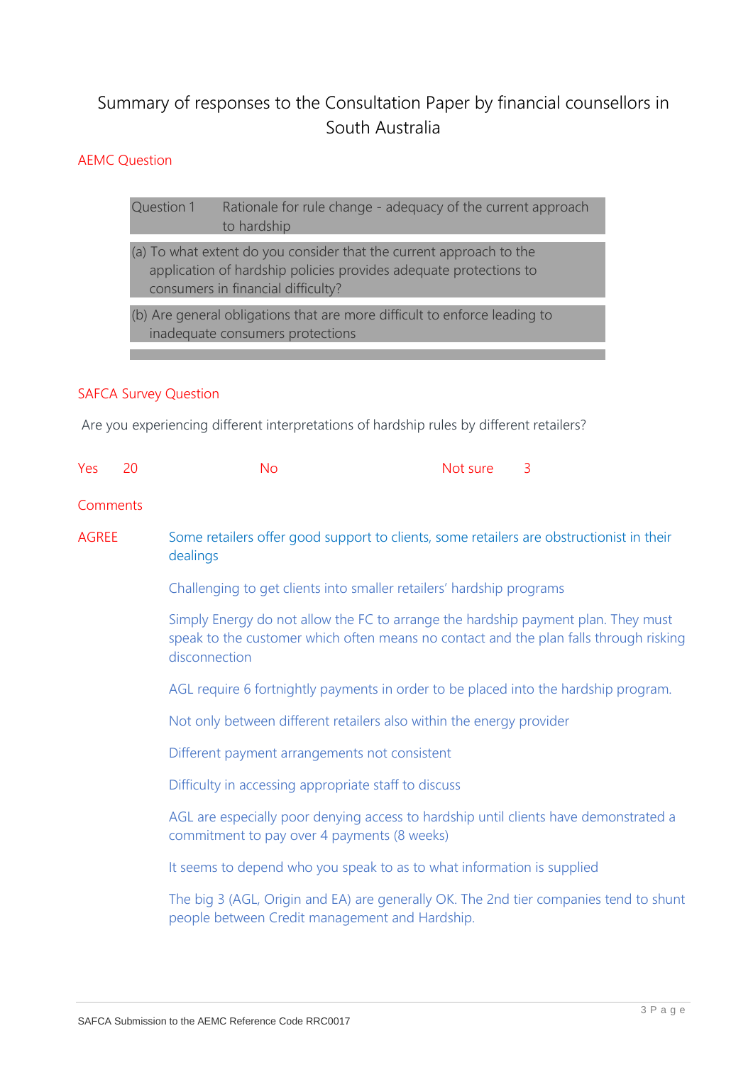# Summary of responses to the Consultation Paper by financial counsellors in South Australia

AEMC Question

| Question 1 | Rationale for rule change - adequacy of the current approach to hardship |
|---|---|
| (a) To what extent do you consider that the current approach to the application of hardship policies provides adequate protections to consumers in financial difficulty? | |
| (b) Are general obligations that are more difficult to enforce leading to inadequate consumers protections | |

SAFCA Survey Question

Are you experiencing different interpretations of hardship rules by different retailers?

Yes 20 No Not sure 3

Comments

AGREE

Some retailers offer good support to clients, some retailers are obstructionist in their dealings

Challenging to get clients into smaller retailers' hardship programs

Simply Energy do not allow the FC to arrange the hardship payment plan. They must speak to the customer which often means no contact and the plan falls through risking disconnection

AGL require 6 fortnightly payments in order to be placed into the hardship program.

Not only between different retailers also within the energy provider

Different payment arrangements not consistent

Difficulty in accessing appropriate staff to discuss

AGL are especially poor denying access to hardship until clients have demonstrated a commitment to pay over 4 payments (8 weeks)

It seems to depend who you speak to as to what information is supplied

The big 3 (AGL, Origin and EA) are generally OK. The 2nd tier companies tend to shunt people between Credit management and Hardship.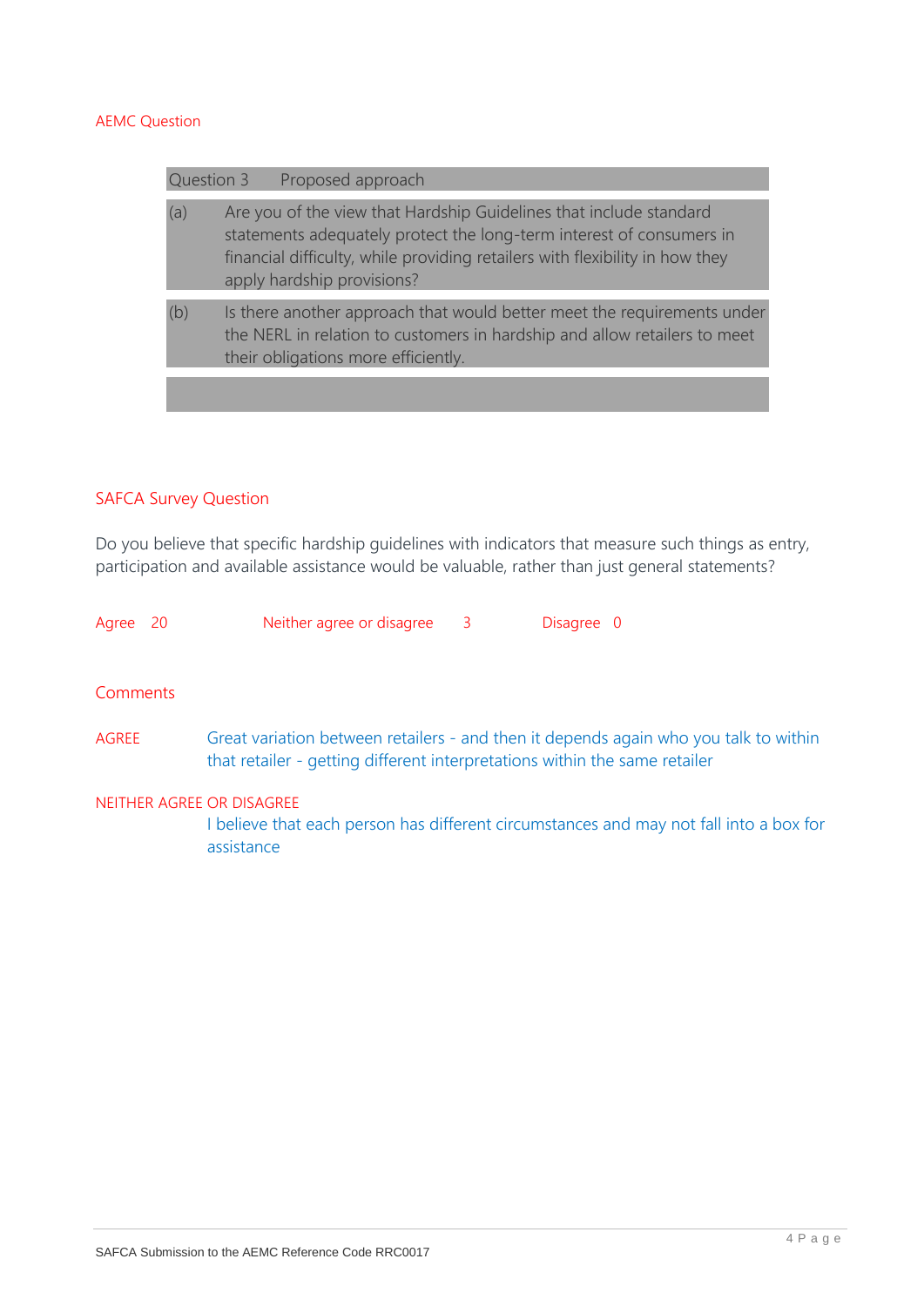AEMC Question

| Question 3 | Proposed approach |
| --- | --- |
| (a) | Are you of the view that Hardship Guidelines that include standard statements adequately protect the long-term interest of consumers in financial difficulty, while providing retailers with flexibility in how they apply hardship provisions? |
| (b) | Is there another approach that would better meet the requirements under the NERL in relation to customers in hardship and allow retailers to meet their obligations more efficiently. |

SAFCA Survey Question

Do you believe that specific hardship guidelines with indicators that measure such things as entry, participation and available assistance would be valuable, rather than just general statements?

Agree 20 Neither agree or disagree 3 Disagree 0

Comments

AGREE Great variation between retailers - and then it depends again who you talk to within that retailer - getting different interpretations within the same retailer

NEITHER AGREE OR DISAGREE
I believe that each person has different circumstances and may not fall into a box for assistance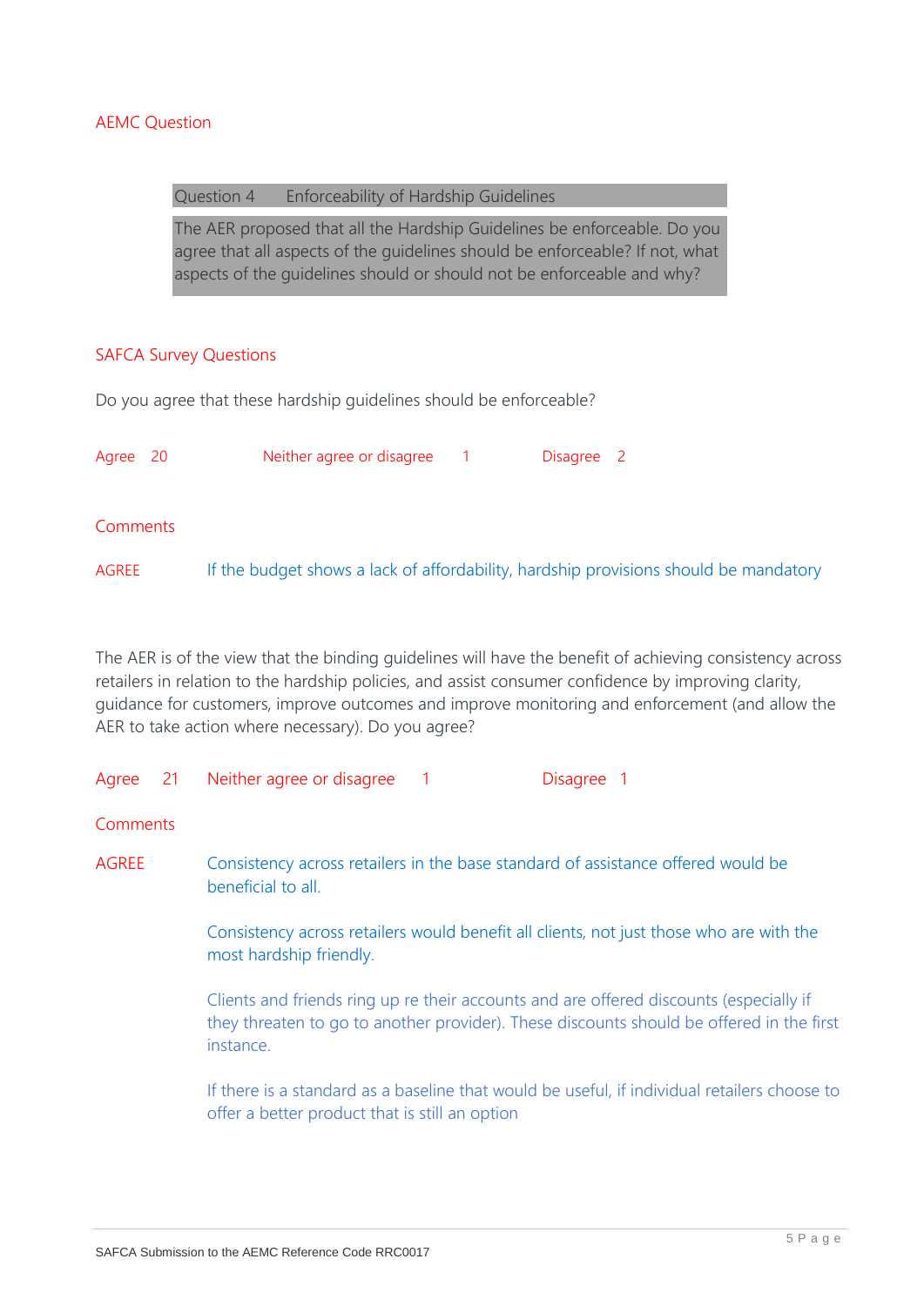AEMC Question

| Question 4 Enforceability of Hardship Guidelines |
|---|
| The AER proposed that all the Hardship Guidelines be enforceable. Do you agree that all aspects of the guidelines should be enforceable? If not, what aspects of the guidelines should or should not be enforceable and why? |

SAFCA Survey Questions

Do you agree that these hardship guidelines should be enforceable?

Agree 20 Neither agree or disagree 1 Disagree 2

Comments

AGREE If the budget shows a lack of affordability, hardship provisions should be mandatory

The AER is of the view that the binding guidelines will have the benefit of achieving consistency across retailers in relation to the hardship policies, and assist consumer confidence by improving clarity, guidance for customers, improve outcomes and improve monitoring and enforcement (and allow the AER to take action where necessary). Do you agree?

Agree 21 Neither agree or disagree 1 Disagree 1

Comments

AGREE Consistency across retailers in the base standard of assistance offered would be beneficial to all.

Consistency across retailers would benefit all clients, not just those who are with the most hardship friendly.

Clients and friends ring up re their accounts and are offered discounts (especially if they threaten to go to another provider). These discounts should be offered in the first instance.

If there is a standard as a baseline that would be useful, if individual retailers choose to offer a better product that is still an option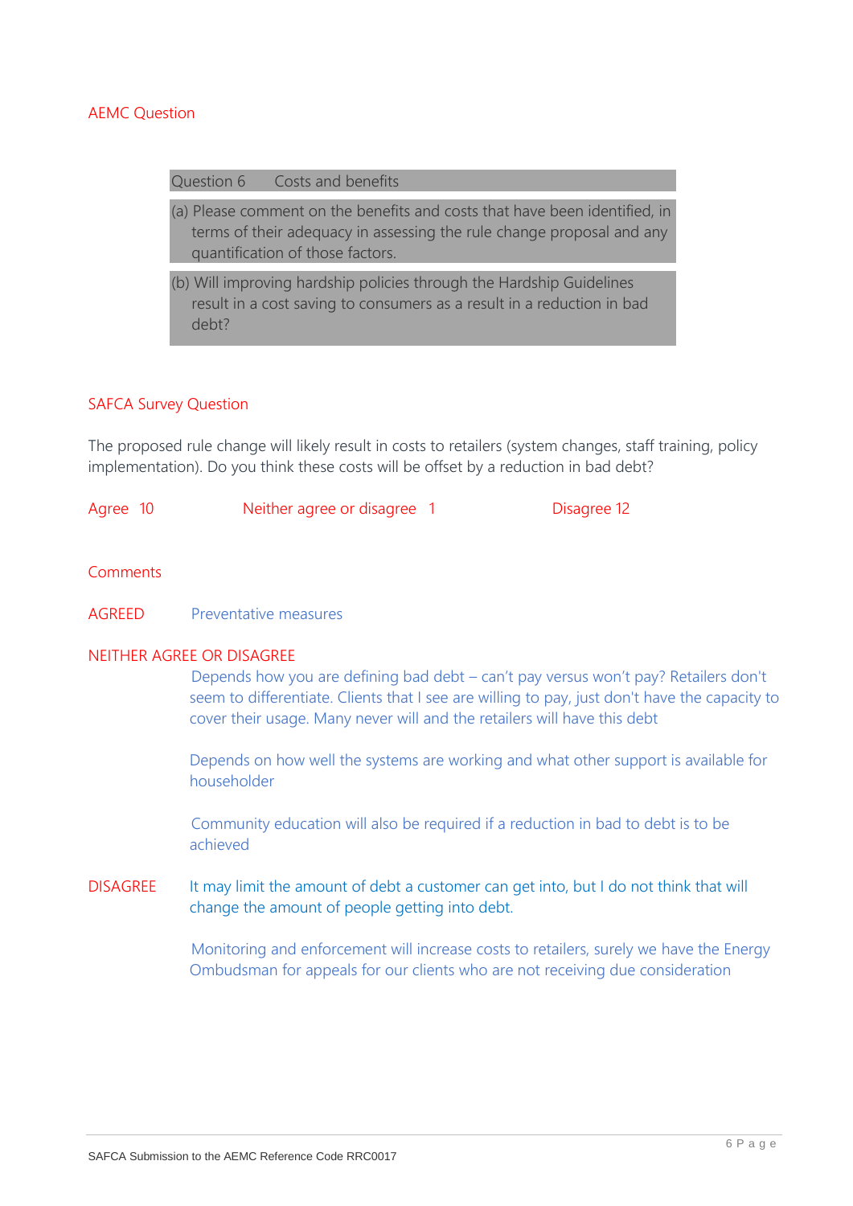AEMC Question

| Question 6 Costs and benefits |
| --- |
| (a) Please comment on the benefits and costs that have been identified, in terms of their adequacy in assessing the rule change proposal and any quantification of those factors. |
| (b) Will improving hardship policies through the Hardship Guidelines result in a cost saving to consumers as a result in a reduction in bad debt? |

SAFCA Survey Question

The proposed rule change will likely result in costs to retailers (system changes, staff training, policy implementation). Do you think these costs will be offset by a reduction in bad debt?

Agree 10 Neither agree or disagree 1 Disagree 12

Comments

AGREED

Preventative measures

NEITHER AGREE OR DISAGREE

Depends how you are defining bad debt – can't pay versus won't pay? Retailers don't seem to differentiate. Clients that I see are willing to pay, just don't have the capacity to cover their usage. Many never will and the retailers will have this debt

Depends on how well the systems are working and what other support is available for householder

Community education will also be required if a reduction in bad to debt is to be achieved

DISAGREE

It may limit the amount of debt a customer can get into, but I do not think that will change the amount of people getting into debt.

Monitoring and enforcement will increase costs to retailers, surely we have the Energy Ombudsman for appeals for our clients who are not receiving due consideration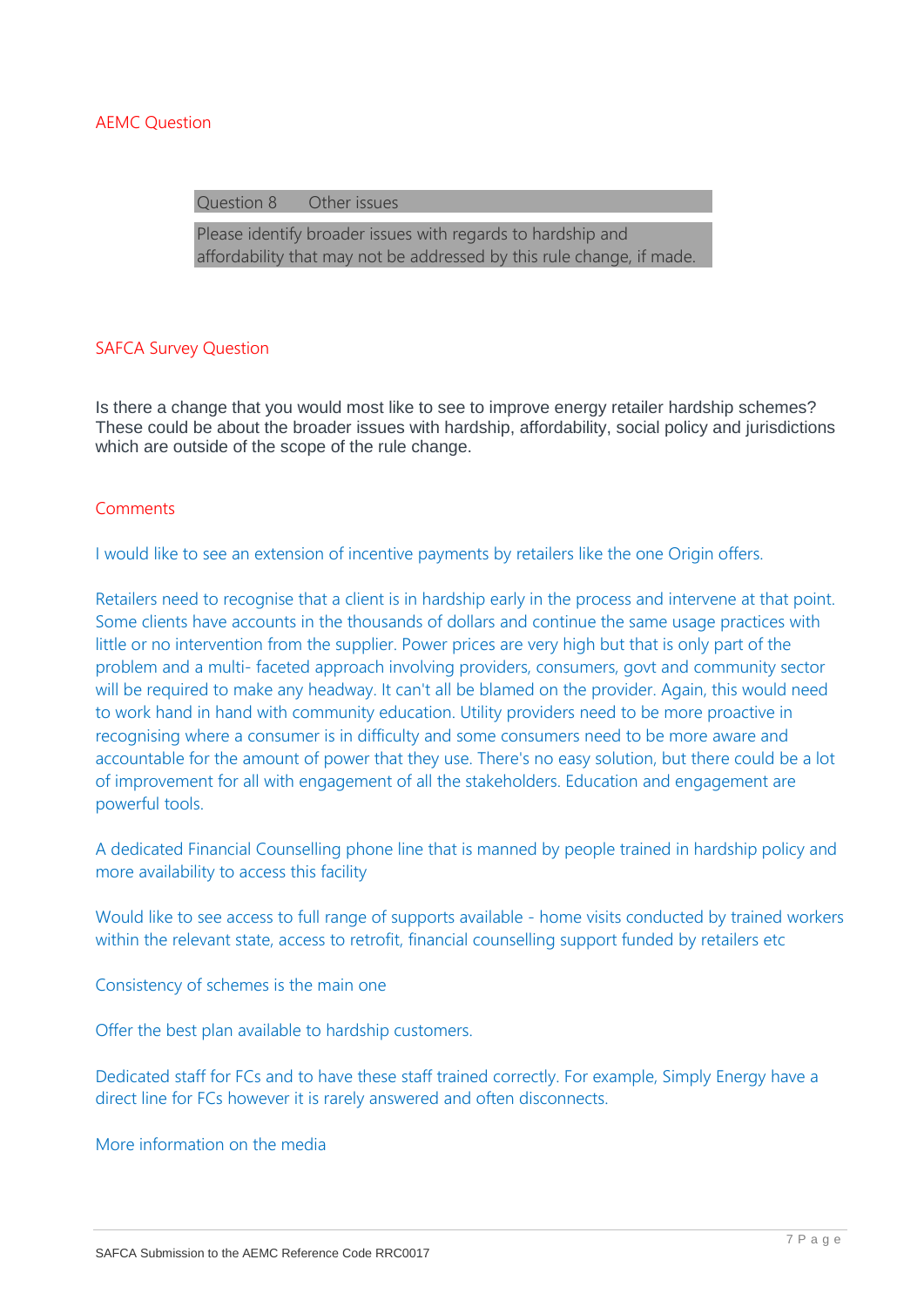AEMC Question

| Question 8 Other issues |
| --- |
| Please identify broader issues with regards to hardship and affordability that may not be addressed by this rule change, if made. |

SAFCA Survey Question

Is there a change that you would most like to see to improve energy retailer hardship schemes? These could be about the broader issues with hardship, affordability, social policy and jurisdictions which are outside of the scope of the rule change.

Comments

I would like to see an extension of incentive payments by retailers like the one Origin offers.

Retailers need to recognise that a client is in hardship early in the process and intervene at that point. Some clients have accounts in the thousands of dollars and continue the same usage practices with little or no intervention from the supplier. Power prices are very high but that is only part of the problem and a multi- faceted approach involving providers, consumers, govt and community sector will be required to make any headway. It can't all be blamed on the provider. Again, this would need to work hand in hand with community education. Utility providers need to be more proactive in recognising where a consumer is in difficulty and some consumers need to be more aware and accountable for the amount of power that they use. There's no easy solution, but there could be a lot of improvement for all with engagement of all the stakeholders. Education and engagement are powerful tools.

A dedicated Financial Counselling phone line that is manned by people trained in hardship policy and more availability to access this facility

Would like to see access to full range of supports available - home visits conducted by trained workers within the relevant state, access to retrofit, financial counselling support funded by retailers etc

Consistency of schemes is the main one

Offer the best plan available to hardship customers.

Dedicated staff for FCs and to have these staff trained correctly. For example, Simply Energy have a direct line for FCs however it is rarely answered and often disconnects.

More information on the media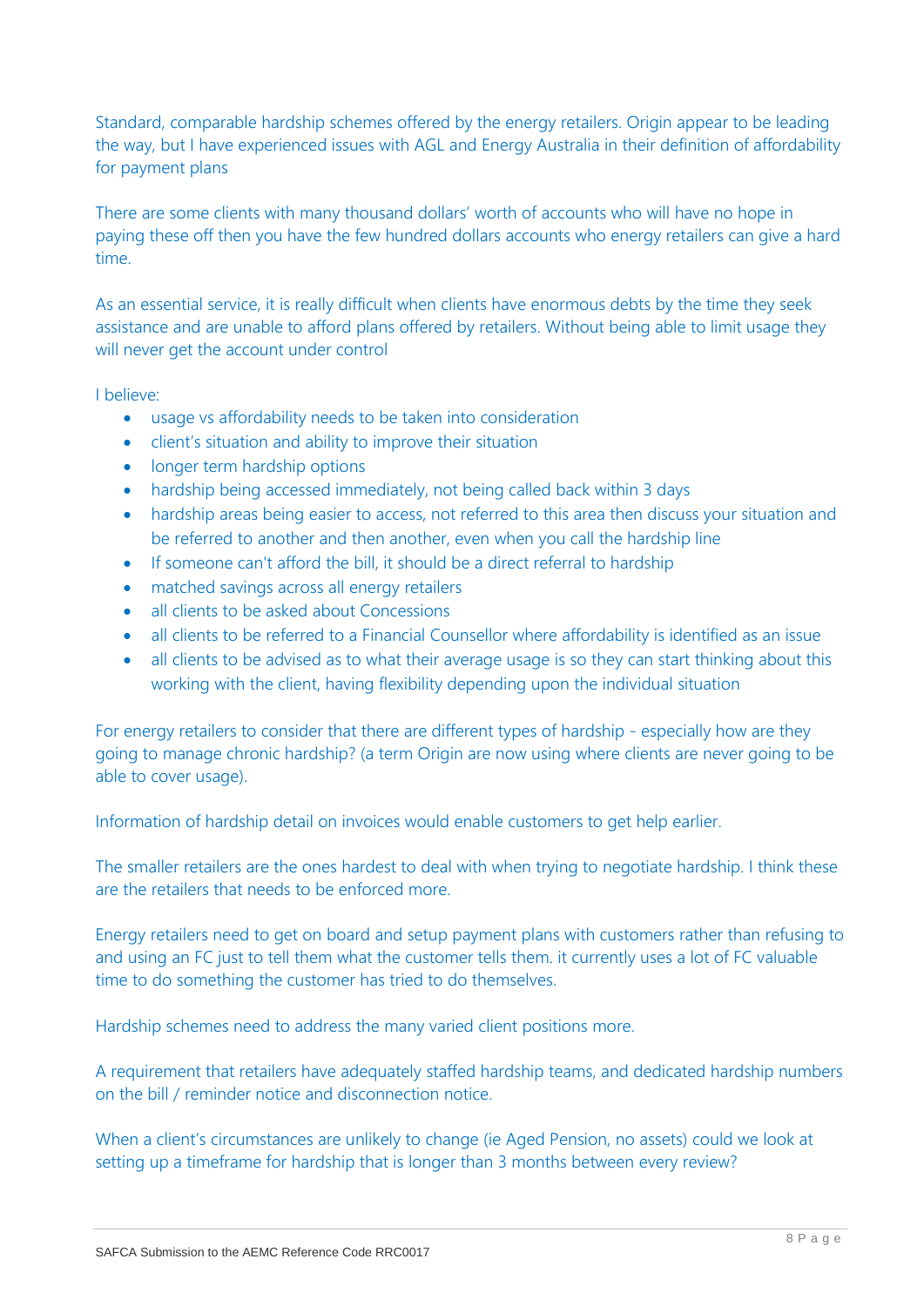Standard, comparable hardship schemes offered by the energy retailers. Origin appear to be leading the way, but I have experienced issues with AGL and Energy Australia in their definition of affordability for payment plans

There are some clients with many thousand dollars' worth of accounts who will have no hope in paying these off then you have the few hundred dollars accounts who energy retailers can give a hard time.

As an essential service, it is really difficult when clients have enormous debts by the time they seek assistance and are unable to afford plans offered by retailers. Without being able to limit usage they will never get the account under control

I believe:

- usage vs affordability needs to be taken into consideration
- client's situation and ability to improve their situation
- longer term hardship options
- hardship being accessed immediately, not being called back within 3 days
- hardship areas being easier to access, not referred to this area then discuss your situation and be referred to another and then another, even when you call the hardship line
- If someone can't afford the bill, it should be a direct referral to hardship
- matched savings across all energy retailers
- all clients to be asked about Concessions
- all clients to be referred to a Financial Counsellor where affordability is identified as an issue
- all clients to be advised as to what their average usage is so they can start thinking about this working with the client, having flexibility depending upon the individual situation

For energy retailers to consider that there are different types of hardship - especially how are they going to manage chronic hardship? (a term Origin are now using where clients are never going to be able to cover usage).

Information of hardship detail on invoices would enable customers to get help earlier.

The smaller retailers are the ones hardest to deal with when trying to negotiate hardship. I think these are the retailers that needs to be enforced more.

Energy retailers need to get on board and setup payment plans with customers rather than refusing to and using an FC just to tell them what the customer tells them. it currently uses a lot of FC valuable time to do something the customer has tried to do themselves.

Hardship schemes need to address the many varied client positions more.

A requirement that retailers have adequately staffed hardship teams, and dedicated hardship numbers on the bill / reminder notice and disconnection notice.

When a client's circumstances are unlikely to change (ie Aged Pension, no assets) could we look at setting up a timeframe for hardship that is longer than 3 months between every review?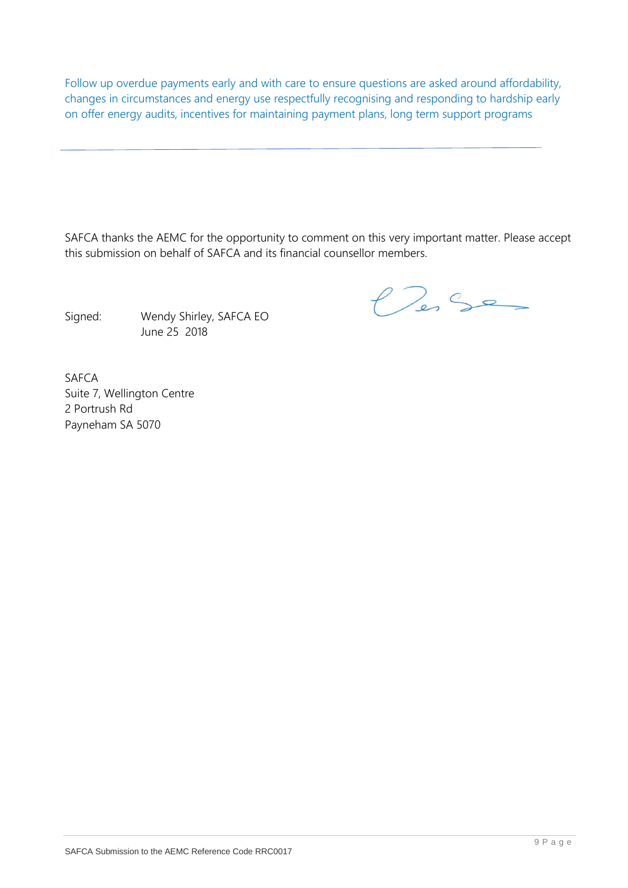Follow up overdue payments early and with care to ensure questions are asked around affordability, changes in circumstances and energy use respectfully recognising and responding to hardship early on offer energy audits, incentives for maintaining payment plans, long term support programs

---

SAFCA thanks the AEMC for the opportunity to comment on this very important matter. Please accept this submission on behalf of SAFCA and its financial counsellor members.

Signed: Wendy Shirley, SAFCA EO
June 25 2018

SAFCA
Suite 7, Wellington Centre
2 Portrush Rd
Payneham SA 5070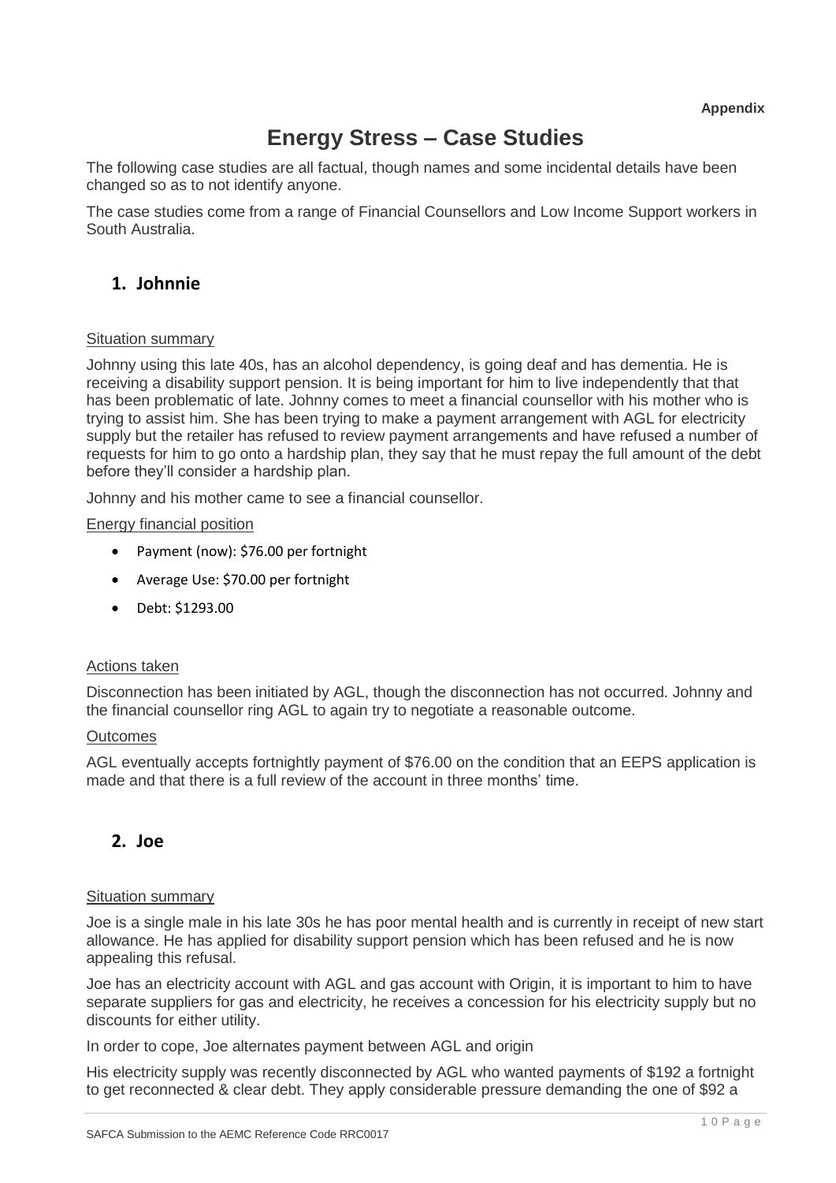**Appendix**

# Energy Stress – Case Studies

The following case studies are all factual, though names and some incidental details have been changed so as to not identify anyone.

The case studies come from a range of Financial Counsellors and Low Income Support workers in South Australia.

## 1. Johnnie

Situation summary

Johnny using this late 40s, has an alcohol dependency, is going deaf and has dementia. He is receiving a disability support pension. It is being important for him to live independently that that has been problematic of late. Johnny comes to meet a financial counsellor with his mother who is trying to assist him. She has been trying to make a payment arrangement with AGL for electricity supply but the retailer has refused to review payment arrangements and have refused a number of requests for him to go onto a hardship plan, they say that he must repay the full amount of the debt before they'll consider a hardship plan.

Johnny and his mother came to see a financial counsellor.

Energy financial position

- Payment (now): $76.00 per fortnight
- Average Use: $70.00 per fortnight
- Debt: $1293.00

Actions taken

Disconnection has been initiated by AGL, though the disconnection has not occurred. Johnny and the financial counsellor ring AGL to again try to negotiate a reasonable outcome.

Outcomes

AGL eventually accepts fortnightly payment of $76.00 on the condition that an EEPS application is made and that there is a full review of the account in three months' time.

## 2. Joe

Situation summary

Joe is a single male in his late 30s he has poor mental health and is currently in receipt of new start allowance. He has applied for disability support pension which has been refused and he is now appealing this refusal.

Joe has an electricity account with AGL and gas account with Origin, it is important to him to have separate suppliers for gas and electricity, he receives a concession for his electricity supply but no discounts for either utility.

In order to cope, Joe alternates payment between AGL and origin

His electricity supply was recently disconnected by AGL who wanted payments of $192 a fortnight to get reconnected & clear debt. They apply considerable pressure demanding the one of $92 a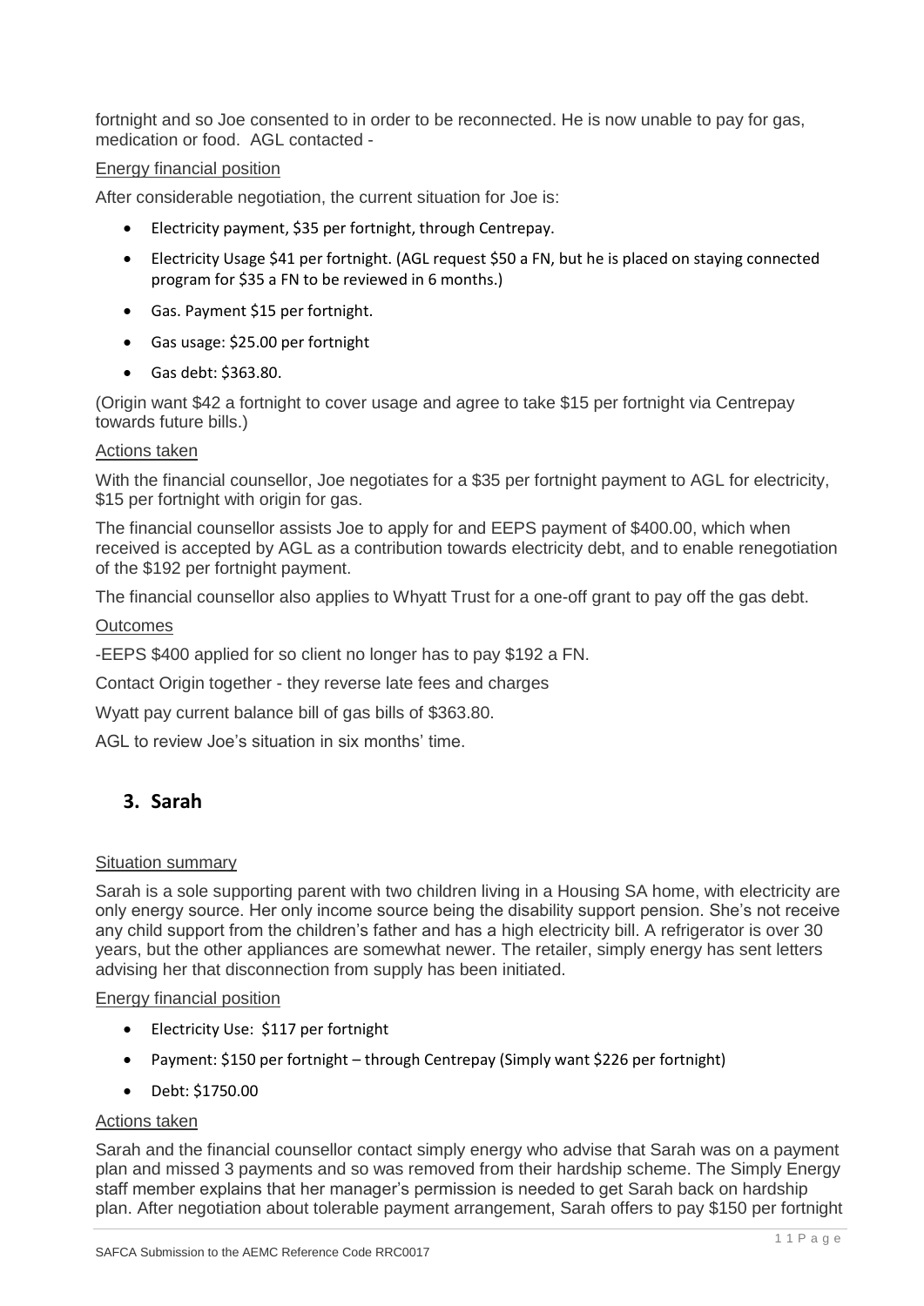fortnight and so Joe consented to in order to be reconnected. He is now unable to pay for gas, medication or food. AGL contacted -

Energy financial position

After considerable negotiation, the current situation for Joe is:

- Electricity payment, $35 per fortnight, through Centrepay.
- Electricity Usage $41 per fortnight. (AGL request $50 a FN, but he is placed on staying connected program for $35 a FN to be reviewed in 6 months.)
- Gas. Payment $15 per fortnight.
- Gas usage: $25.00 per fortnight
- Gas debt: $363.80.

(Origin want $42 a fortnight to cover usage and agree to take $15 per fortnight via Centrepay towards future bills.)

Actions taken

With the financial counsellor, Joe negotiates for a $35 per fortnight payment to AGL for electricity, $15 per fortnight with origin for gas.

The financial counsellor assists Joe to apply for and EEPS payment of $400.00, which when received is accepted by AGL as a contribution towards electricity debt, and to enable renegotiation of the $192 per fortnight payment.

The financial counsellor also applies to Whyatt Trust for a one-off grant to pay off the gas debt.

Outcomes

-EEPS $400 applied for so client no longer has to pay $192 a FN.

Contact Origin together - they reverse late fees and charges

Wyatt pay current balance bill of gas bills of $363.80.

AGL to review Joe's situation in six months' time.

## 3. Sarah

Situation summary

Sarah is a sole supporting parent with two children living in a Housing SA home, with electricity are only energy source. Her only income source being the disability support pension. She's not receive any child support from the children's father and has a high electricity bill. A refrigerator is over 30 years, but the other appliances are somewhat newer. The retailer, simply energy has sent letters advising her that disconnection from supply has been initiated.

Energy financial position

- Electricity Use: $117 per fortnight
- Payment: $150 per fortnight – through Centrepay (Simply want $226 per fortnight)
- Debt: $1750.00

Actions taken

Sarah and the financial counsellor contact simply energy who advise that Sarah was on a payment plan and missed 3 payments and so was removed from their hardship scheme. The Simply Energy staff member explains that her manager's permission is needed to get Sarah back on hardship plan. After negotiation about tolerable payment arrangement, Sarah offers to pay $150 per fortnight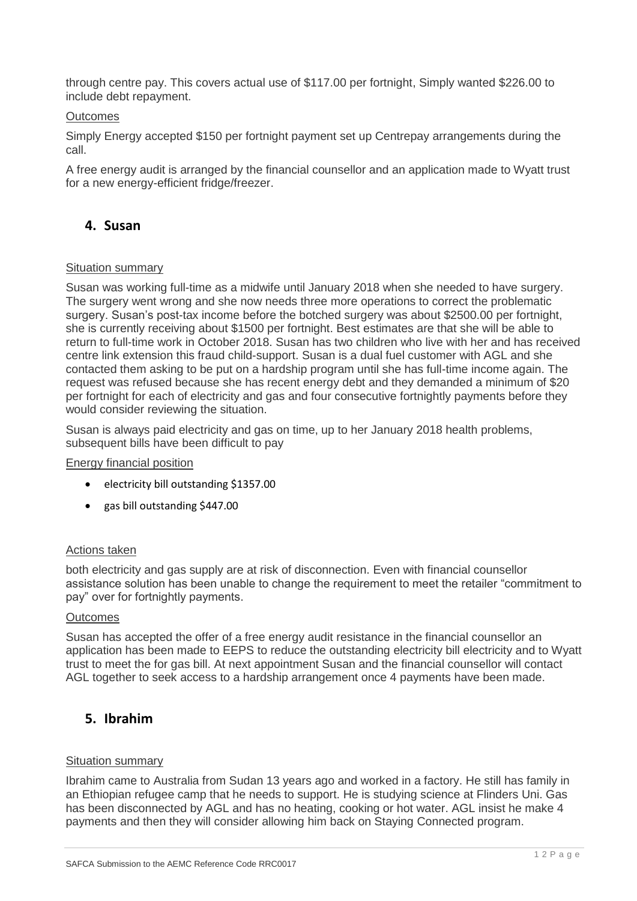through centre pay. This covers actual use of $117.00 per fortnight, Simply wanted $226.00 to include debt repayment.

Outcomes

Simply Energy accepted $150 per fortnight payment set up Centrepay arrangements during the call.

A free energy audit is arranged by the financial counsellor and an application made to Wyatt trust for a new energy-efficient fridge/freezer.

## 4. Susan

Situation summary

Susan was working full-time as a midwife until January 2018 when she needed to have surgery. The surgery went wrong and she now needs three more operations to correct the problematic surgery. Susan's post-tax income before the botched surgery was about $2500.00 per fortnight, she is currently receiving about $1500 per fortnight. Best estimates are that she will be able to return to full-time work in October 2018. Susan has two children who live with her and has received centre link extension this fraud child-support. Susan is a dual fuel customer with AGL and she contacted them asking to be put on a hardship program until she has full-time income again. The request was refused because she has recent energy debt and they demanded a minimum of $20 per fortnight for each of electricity and gas and four consecutive fortnightly payments before they would consider reviewing the situation.

Susan is always paid electricity and gas on time, up to her January 2018 health problems, subsequent bills have been difficult to pay

Energy financial position

- electricity bill outstanding $1357.00
- gas bill outstanding $447.00

Actions taken

both electricity and gas supply are at risk of disconnection. Even with financial counsellor assistance solution has been unable to change the requirement to meet the retailer "commitment to pay" over for fortnightly payments.

Outcomes

Susan has accepted the offer of a free energy audit resistance in the financial counsellor an application has been made to EEPS to reduce the outstanding electricity bill electricity and to Wyatt trust to meet the for gas bill. At next appointment Susan and the financial counsellor will contact AGL together to seek access to a hardship arrangement once 4 payments have been made.

## 5. Ibrahim

Situation summary

Ibrahim came to Australia from Sudan 13 years ago and worked in a factory. He still has family in an Ethiopian refugee camp that he needs to support. He is studying science at Flinders Uni. Gas has been disconnected by AGL and has no heating, cooking or hot water. AGL insist he make 4 payments and then they will consider allowing him back on Staying Connected program.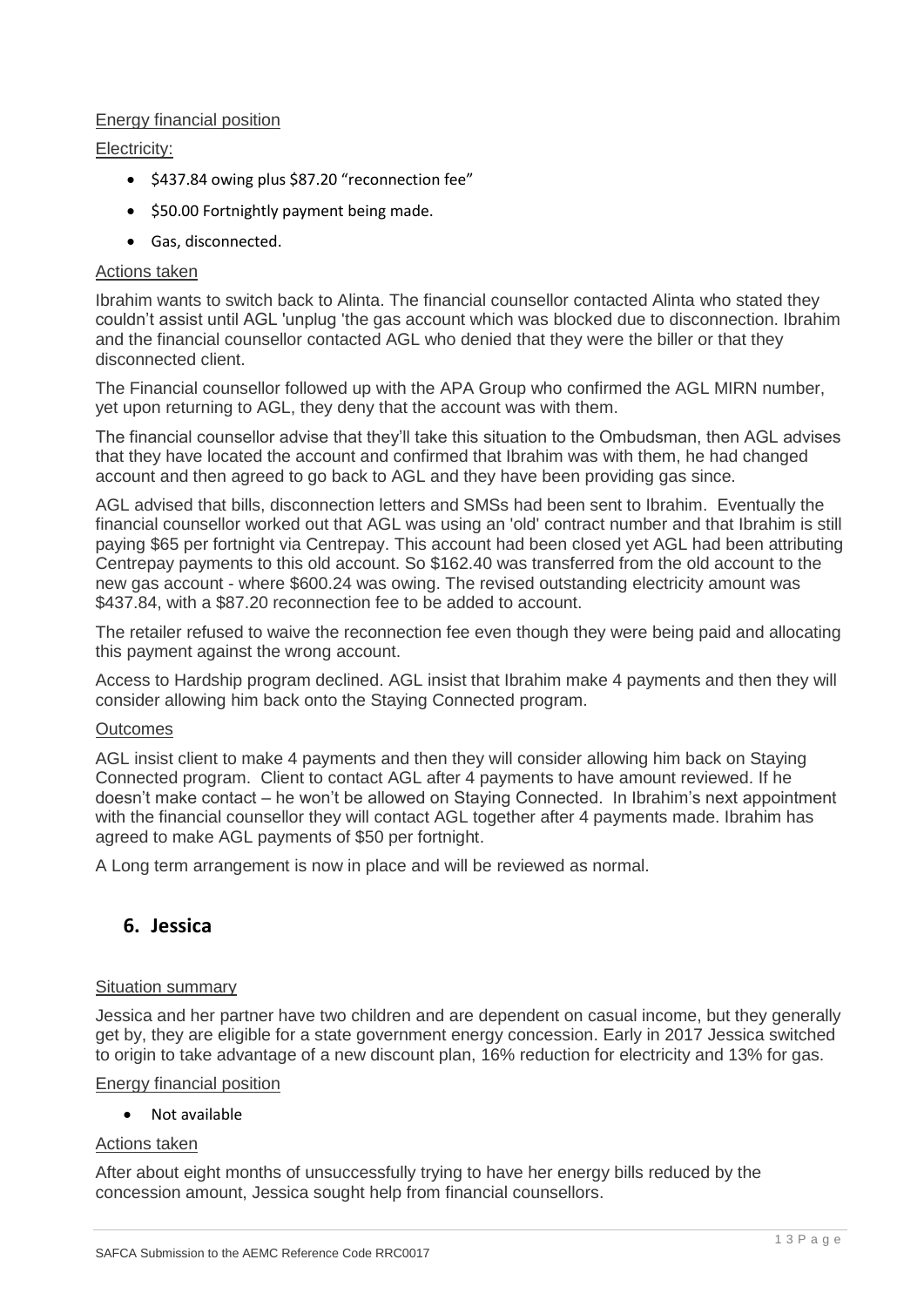Energy financial position

Electricity:

- $437.84 owing plus $87.20 "reconnection fee"
- $50.00 Fortnightly payment being made.
- Gas, disconnected.

Actions taken

Ibrahim wants to switch back to Alinta. The financial counsellor contacted Alinta who stated they couldn't assist until AGL 'unplug 'the gas account which was blocked due to disconnection. Ibrahim and the financial counsellor contacted AGL who denied that they were the biller or that they disconnected client.

The Financial counsellor followed up with the APA Group who confirmed the AGL MIRN number, yet upon returning to AGL, they deny that the account was with them.

The financial counsellor advise that they'll take this situation to the Ombudsman, then AGL advises that they have located the account and confirmed that Ibrahim was with them, he had changed account and then agreed to go back to AGL and they have been providing gas since.

AGL advised that bills, disconnection letters and SMSs had been sent to Ibrahim. Eventually the financial counsellor worked out that AGL was using an 'old' contract number and that Ibrahim is still paying $65 per fortnight via Centrepay. This account had been closed yet AGL had been attributing Centrepay payments to this old account. So $162.40 was transferred from the old account to the new gas account - where $600.24 was owing. The revised outstanding electricity amount was $437.84, with a $87.20 reconnection fee to be added to account.

The retailer refused to waive the reconnection fee even though they were being paid and allocating this payment against the wrong account.

Access to Hardship program declined. AGL insist that Ibrahim make 4 payments and then they will consider allowing him back onto the Staying Connected program.

Outcomes

AGL insist client to make 4 payments and then they will consider allowing him back on Staying Connected program. Client to contact AGL after 4 payments to have amount reviewed. If he doesn't make contact – he won't be allowed on Staying Connected. In Ibrahim's next appointment with the financial counsellor they will contact AGL together after 4 payments made. Ibrahim has agreed to make AGL payments of $50 per fortnight.

A Long term arrangement is now in place and will be reviewed as normal.

## 6. Jessica

Situation summary

Jessica and her partner have two children and are dependent on casual income, but they generally get by, they are eligible for a state government energy concession. Early in 2017 Jessica switched to origin to take advantage of a new discount plan, 16% reduction for electricity and 13% for gas.

Energy financial position

- Not available

Actions taken

After about eight months of unsuccessfully trying to have her energy bills reduced by the concession amount, Jessica sought help from financial counsellors.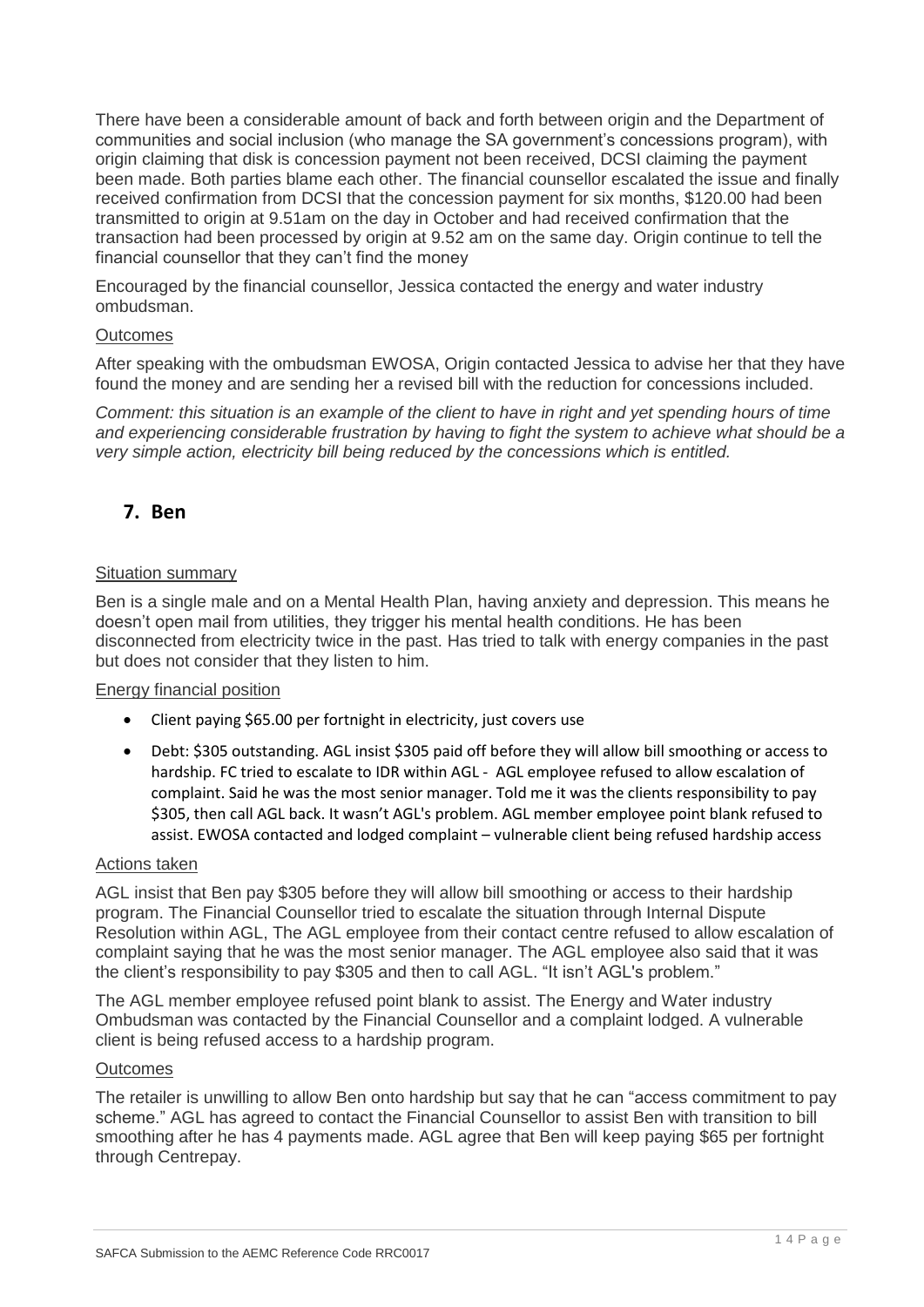There have been a considerable amount of back and forth between origin and the Department of communities and social inclusion (who manage the SA government's concessions program), with origin claiming that disk is concession payment not been received, DCSI claiming the payment been made. Both parties blame each other. The financial counsellor escalated the issue and finally received confirmation from DCSI that the concession payment for six months, $120.00 had been transmitted to origin at 9.51am on the day in October and had received confirmation that the transaction had been processed by origin at 9.52 am on the same day. Origin continue to tell the financial counsellor that they can't find the money

Encouraged by the financial counsellor, Jessica contacted the energy and water industry ombudsman.

### Outcomes

After speaking with the ombudsman EWOSA, Origin contacted Jessica to advise her that they have found the money and are sending her a revised bill with the reduction for concessions included.

*Comment: this situation is an example of the client to have in right and yet spending hours of time and experiencing considerable frustration by having to fight the system to achieve what should be a very simple action, electricity bill being reduced by the concessions which is entitled.*

## 7. Ben

### Situation summary

Ben is a single male and on a Mental Health Plan, having anxiety and depression. This means he doesn't open mail from utilities, they trigger his mental health conditions. He has been disconnected from electricity twice in the past. Has tried to talk with energy companies in the past but does not consider that they listen to him.

### Energy financial position

- Client paying $65.00 per fortnight in electricity, just covers use
- Debt: $305 outstanding. AGL insist $305 paid off before they will allow bill smoothing or access to hardship. FC tried to escalate to IDR within AGL - AGL employee refused to allow escalation of complaint. Said he was the most senior manager. Told me it was the clients responsibility to pay $305, then call AGL back. It wasn't AGL's problem. AGL member employee point blank refused to assist. EWOSA contacted and lodged complaint – vulnerable client being refused hardship access

### Actions taken

AGL insist that Ben pay $305 before they will allow bill smoothing or access to their hardship program. The Financial Counsellor tried to escalate the situation through Internal Dispute Resolution within AGL, The AGL employee from their contact centre refused to allow escalation of complaint saying that he was the most senior manager. The AGL employee also said that it was the client's responsibility to pay $305 and then to call AGL. "It isn't AGL's problem."

The AGL member employee refused point blank to assist. The Energy and Water industry Ombudsman was contacted by the Financial Counsellor and a complaint lodged. A vulnerable client is being refused access to a hardship program.

### Outcomes

The retailer is unwilling to allow Ben onto hardship but say that he can "access commitment to pay scheme." AGL has agreed to contact the Financial Counsellor to assist Ben with transition to bill smoothing after he has 4 payments made. AGL agree that Ben will keep paying $65 per fortnight through Centrepay.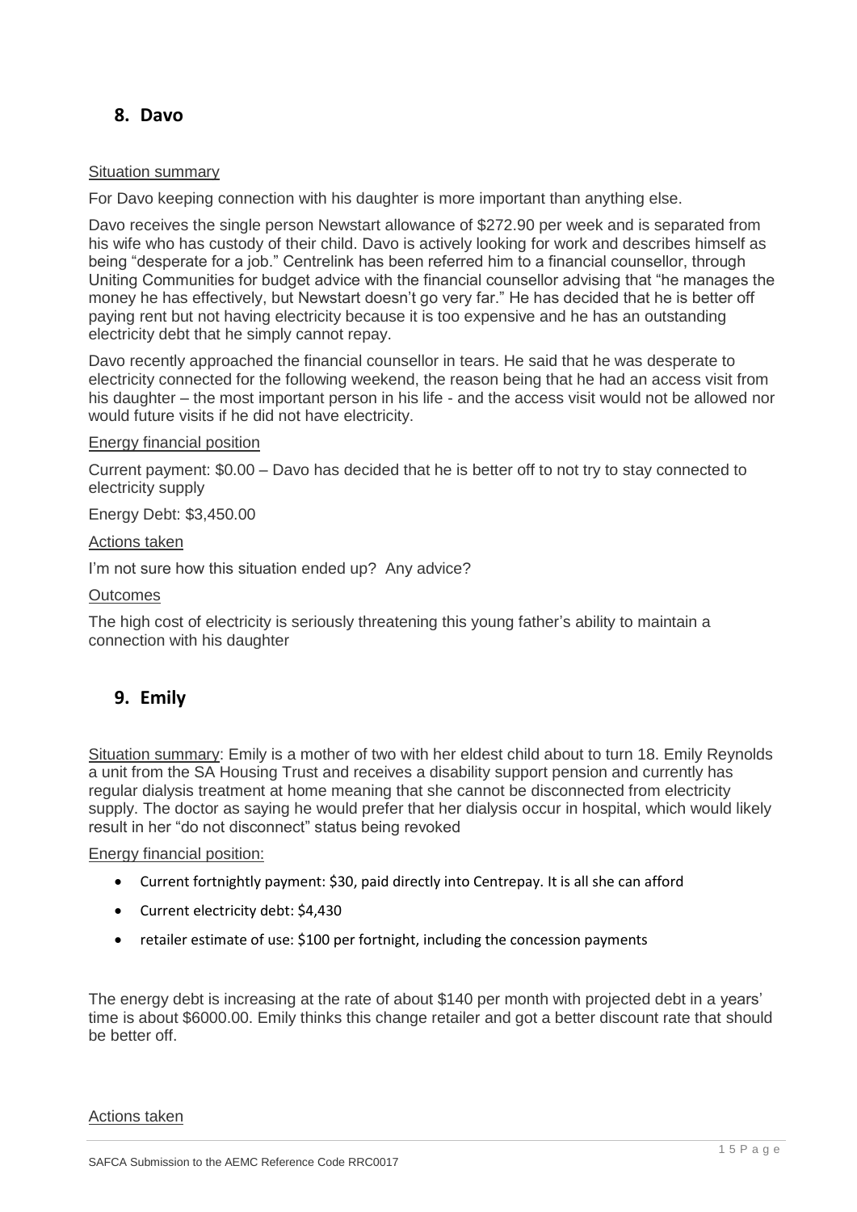## 8. Davo

Situation summary

For Davo keeping connection with his daughter is more important than anything else.

Davo receives the single person Newstart allowance of $272.90 per week and is separated from his wife who has custody of their child. Davo is actively looking for work and describes himself as being "desperate for a job." Centrelink has been referred him to a financial counsellor, through Uniting Communities for budget advice with the financial counsellor advising that "he manages the money he has effectively, but Newstart doesn't go very far." He has decided that he is better off paying rent but not having electricity because it is too expensive and he has an outstanding electricity debt that he simply cannot repay.

Davo recently approached the financial counsellor in tears. He said that he was desperate to electricity connected for the following weekend, the reason being that he had an access visit from his daughter – the most important person in his life - and the access visit would not be allowed nor would future visits if he did not have electricity.

Energy financial position

Current payment: $0.00 – Davo has decided that he is better off to not try to stay connected to electricity supply

Energy Debt: $3,450.00

Actions taken

I'm not sure how this situation ended up? Any advice?

Outcomes

The high cost of electricity is seriously threatening this young father's ability to maintain a connection with his daughter

## 9. Emily

Situation summary: Emily is a mother of two with her eldest child about to turn 18. Emily Reynolds a unit from the SA Housing Trust and receives a disability support pension and currently has regular dialysis treatment at home meaning that she cannot be disconnected from electricity supply. The doctor as saying he would prefer that her dialysis occur in hospital, which would likely result in her "do not disconnect" status being revoked

Energy financial position:

- Current fortnightly payment: $30, paid directly into Centrepay. It is all she can afford
- Current electricity debt: $4,430
- retailer estimate of use: $100 per fortnight, including the concession payments

The energy debt is increasing at the rate of about $140 per month with projected debt in a years' time is about $6000.00. Emily thinks this change retailer and got a better discount rate that should be better off.

Actions taken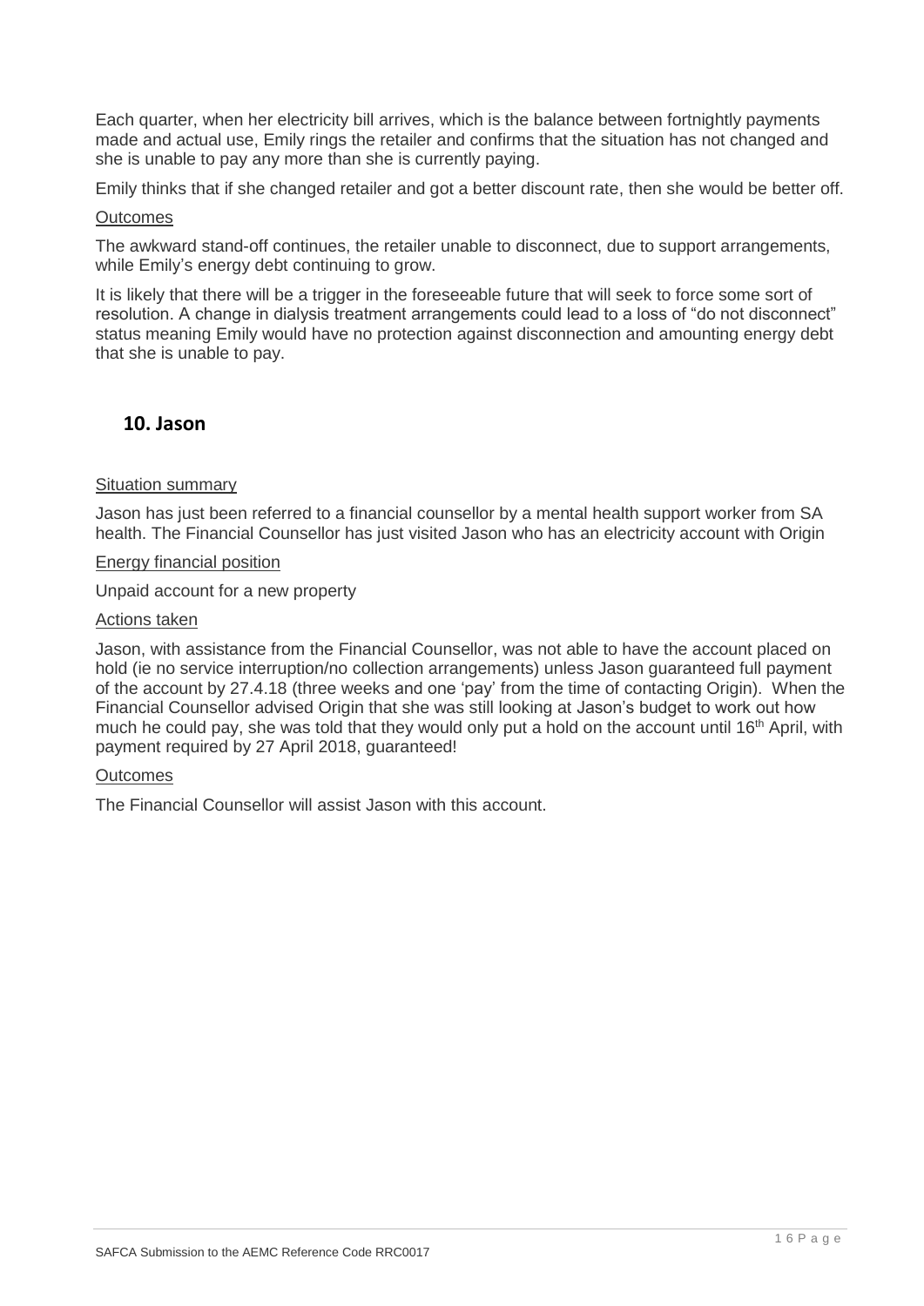Each quarter, when her electricity bill arrives, which is the balance between fortnightly payments made and actual use, Emily rings the retailer and confirms that the situation has not changed and she is unable to pay any more than she is currently paying.

Emily thinks that if she changed retailer and got a better discount rate, then she would be better off.

Outcomes

The awkward stand-off continues, the retailer unable to disconnect, due to support arrangements, while Emily's energy debt continuing to grow.

It is likely that there will be a trigger in the foreseeable future that will seek to force some sort of resolution. A change in dialysis treatment arrangements could lead to a loss of "do not disconnect" status meaning Emily would have no protection against disconnection and amounting energy debt that she is unable to pay.

## 10. Jason

Situation summary

Jason has just been referred to a financial counsellor by a mental health support worker from SA health. The Financial Counsellor has just visited Jason who has an electricity account with Origin

Energy financial position

Unpaid account for a new property

Actions taken

Jason, with assistance from the Financial Counsellor, was not able to have the account placed on hold (ie no service interruption/no collection arrangements) unless Jason guaranteed full payment of the account by 27.4.18 (three weeks and one 'pay' from the time of contacting Origin). When the Financial Counsellor advised Origin that she was still looking at Jason's budget to work out how much he could pay, she was told that they would only put a hold on the account until 16th April, with payment required by 27 April 2018, guaranteed!

Outcomes

The Financial Counsellor will assist Jason with this account.